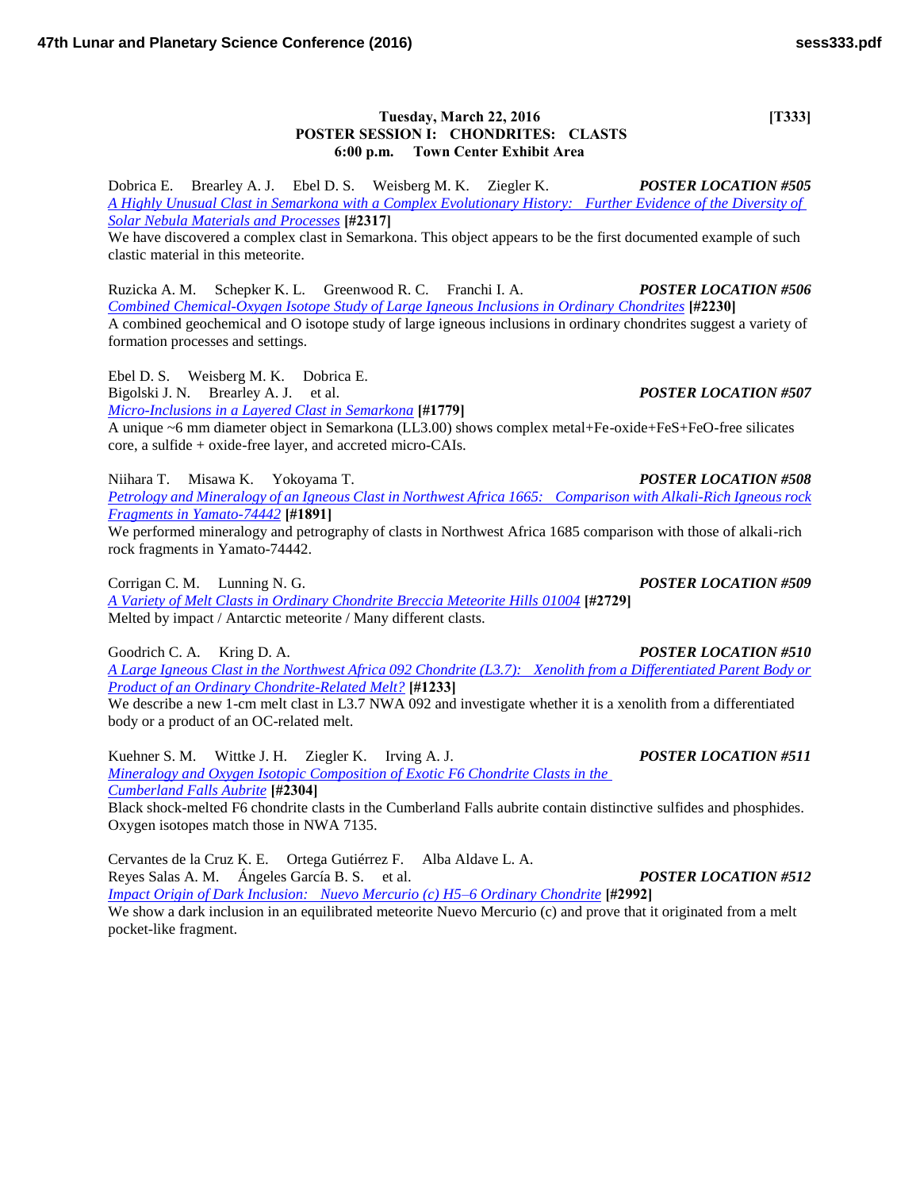**Tuesday, March 22, 2016 [T333]**
**POSTER SESSION I: CHONDRITES: CLASTS**
**6:00 p.m. Town Center Exhibit Area**

Dobrica E. Brearley A. J. Ebel D. S. Weisberg M. K. Ziegler K. ***POSTER LOCATION #505***
*A Highly Unusual Clast in Semarkona with a Complex Evolutionary History: Further Evidence of the Diversity of Solar Nebula Materials and Processes* **[#2317]**
We have discovered a complex clast in Semarkona. This object appears to be the first documented example of such clastic material in this meteorite.

Ruzicka A. M. Schepker K. L. Greenwood R. C. Franchi I. A. ***POSTER LOCATION #506***
*Combined Chemical-Oxygen Isotope Study of Large Igneous Inclusions in Ordinary Chondrites* **[#2230]**
A combined geochemical and O isotope study of large igneous inclusions in ordinary chondrites suggest a variety of formation processes and settings.

Ebel D. S. Weisberg M. K. Dobrica E.
Bigolski J. N. Brearley A. J. et al. ***POSTER LOCATION #507***
*Micro-Inclusions in a Layered Clast in Semarkona* **[#1779]**
A unique ~6 mm diameter object in Semarkona (LL3.00) shows complex metal+Fe-oxide+FeS+FeO-free silicates core, a sulfide + oxide-free layer, and accreted micro-CAIs.

Niihara T. Misawa K. Yokoyama T. ***POSTER LOCATION #508***
*Petrology and Mineralogy of an Igneous Clast in Northwest Africa 1665: Comparison with Alkali-Rich Igneous rock Fragments in Yamato-74442* **[#1891]**
We performed mineralogy and petrography of clasts in Northwest Africa 1685 comparison with those of alkali-rich rock fragments in Yamato-74442.

Corrigan C. M. Lunning N. G. ***POSTER LOCATION #509***
*A Variety of Melt Clasts in Ordinary Chondrite Breccia Meteorite Hills 01004* **[#2729]**
Melted by impact / Antarctic meteorite / Many different clasts.

Goodrich C. A. Kring D. A. ***POSTER LOCATION #510***
*A Large Igneous Clast in the Northwest Africa 092 Chondrite (L3.7): Xenolith from a Differentiated Parent Body or Product of an Ordinary Chondrite-Related Melt?* **[#1233]**
We describe a new 1-cm melt clast in L3.7 NWA 092 and investigate whether it is a xenolith from a differentiated body or a product of an OC-related melt.

Kuehner S. M. Wittke J. H. Ziegler K. Irving A. J. ***POSTER LOCATION #511***
*Mineralogy and Oxygen Isotopic Composition of Exotic F6 Chondrite Clasts in the Cumberland Falls Aubrite* **[#2304]**
Black shock-melted F6 chondrite clasts in the Cumberland Falls aubrite contain distinctive sulfides and phosphides. Oxygen isotopes match those in NWA 7135.

Cervantes de la Cruz K. E. Ortega Gutiérrez F. Alba Aldave L. A.
Reyes Salas A. M. Ángeles García B. S. et al. ***POSTER LOCATION #512***
*Impact Origin of Dark Inclusion: Nuevo Mercurio (c) H5–6 Ordinary Chondrite* **[#2992]**
We show a dark inclusion in an equilibrated meteorite Nuevo Mercurio (c) and prove that it originated from a melt pocket-like fragment.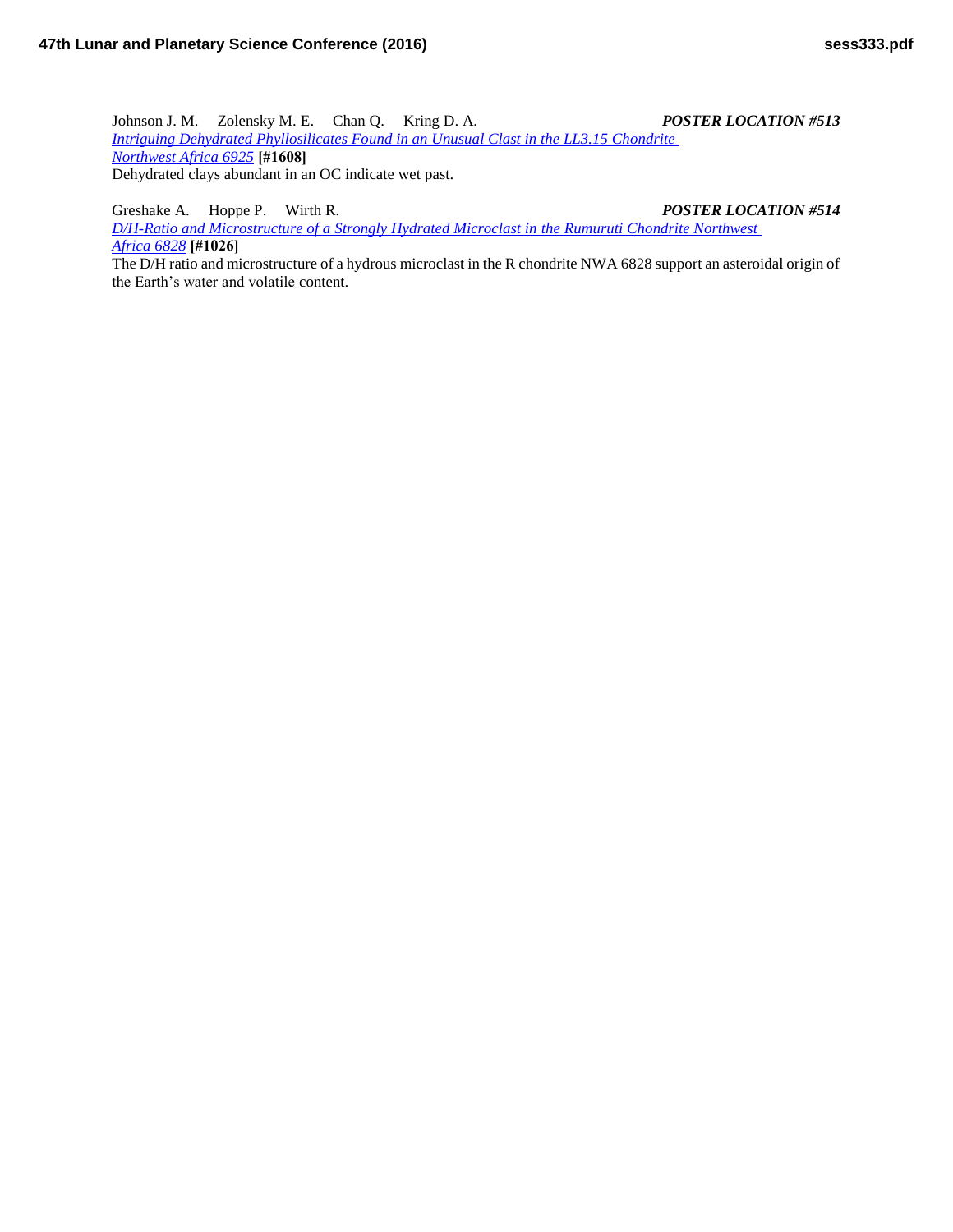Johnson J. M. Zolensky M. E. Chan Q. Kring D. A. ***POSTER LOCATION #513***

[Intriguing Dehydrated Phyllosilicates Found in an Unusual Clast in the LL3.15 Chondrite Northwest Africa 6925] **[#1608]**

Dehydrated clays abundant in an OC indicate wet past.

Greshake A. Hoppe P. Wirth R. ***POSTER LOCATION #514***

[D/H-Ratio and Microstructure of a Strongly Hydrated Microclast in the Rumuruti Chondrite Northwest Africa 6828] **[#1026]**

The D/H ratio and microstructure of a hydrous microclast in the R chondrite NWA 6828 support an asteroidal origin of the Earth's water and volatile content.